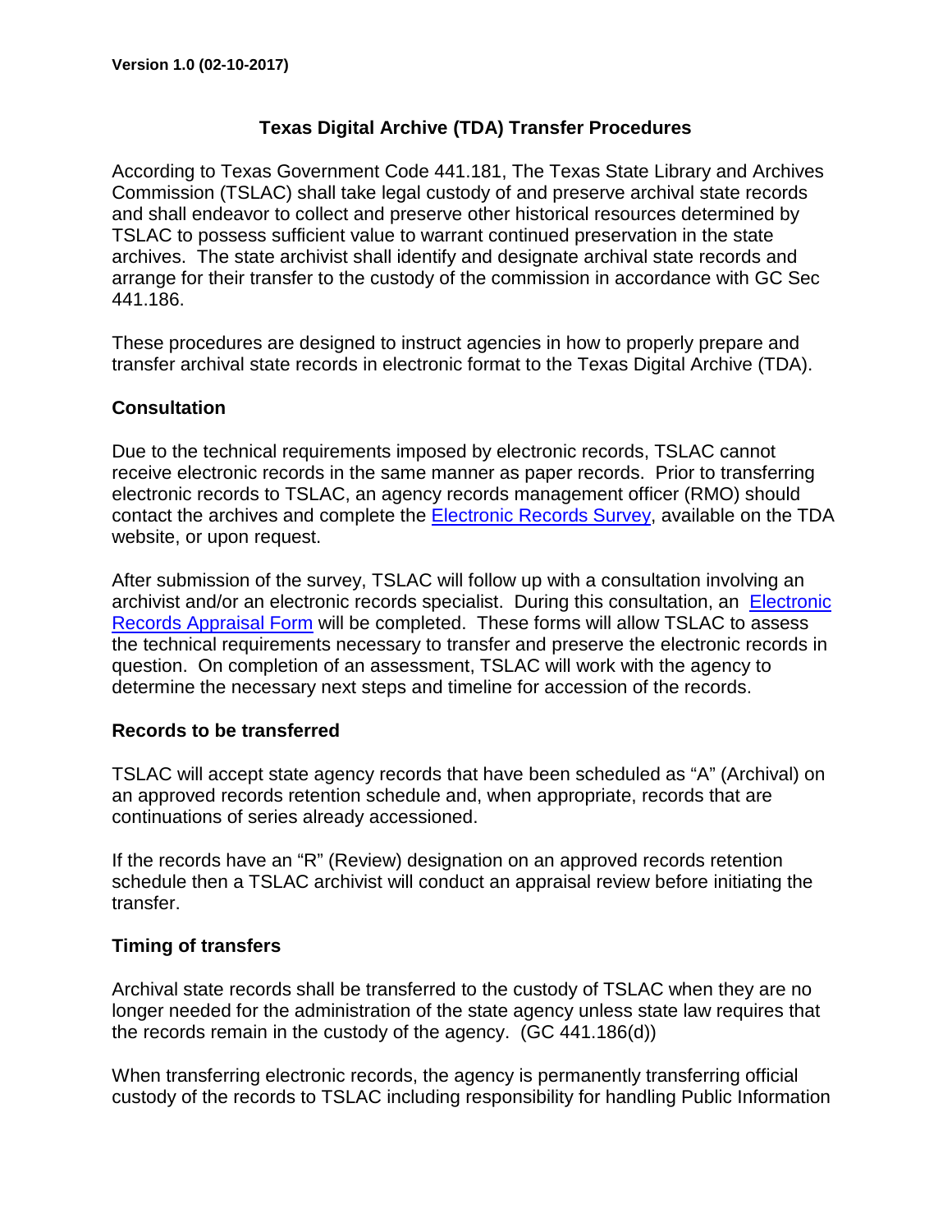Version 1.0 (02-10-2017)

# Texas Digital Archive (TDA) Transfer Procedures

According to Texas Government Code 441.181, The Texas State Library and Archives Commission (TSLAC) shall take legal custody of and preserve archival state records and shall endeavor to collect and preserve other historical resources determined by TSLAC to possess sufficient value to warrant continued preservation in the state archives. The state archivist shall identify and designate archival state records and arrange for their transfer to the custody of the commission in accordance with GC Sec 441.186.

These procedures are designed to instruct agencies in how to properly prepare and transfer archival state records in electronic format to the Texas Digital Archive (TDA).

## Consultation

Due to the technical requirements imposed by electronic records, TSLAC cannot receive electronic records in the same manner as paper records. Prior to transferring electronic records to TSLAC, an agency records management officer (RMO) should contact the archives and complete the Electronic Records Survey, available on the TDA website, or upon request.

After submission of the survey, TSLAC will follow up with a consultation involving an archivist and/or an electronic records specialist. During this consultation, an Electronic Records Appraisal Form will be completed. These forms will allow TSLAC to assess the technical requirements necessary to transfer and preserve the electronic records in question. On completion of an assessment, TSLAC will work with the agency to determine the necessary next steps and timeline for accession of the records.

## Records to be transferred

TSLAC will accept state agency records that have been scheduled as "A" (Archival) on an approved records retention schedule and, when appropriate, records that are continuations of series already accessioned.

If the records have an "R" (Review) designation on an approved records retention schedule then a TSLAC archivist will conduct an appraisal review before initiating the transfer.

## Timing of transfers

Archival state records shall be transferred to the custody of TSLAC when they are no longer needed for the administration of the state agency unless state law requires that the records remain in the custody of the agency. (GC 441.186(d))

When transferring electronic records, the agency is permanently transferring official custody of the records to TSLAC including responsibility for handling Public Information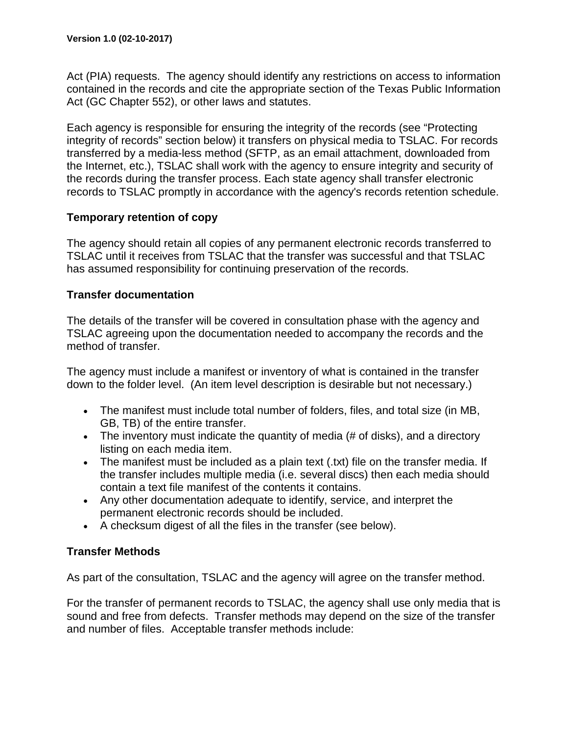Act (PIA) requests. The agency should identify any restrictions on access to information contained in the records and cite the appropriate section of the Texas Public Information Act (GC Chapter 552), or other laws and statutes.

Each agency is responsible for ensuring the integrity of the records (see "Protecting integrity of records" section below) it transfers on physical media to TSLAC. For records transferred by a media-less method (SFTP, as an email attachment, downloaded from the Internet, etc.), TSLAC shall work with the agency to ensure integrity and security of the records during the transfer process. Each state agency shall transfer electronic records to TSLAC promptly in accordance with the agency's records retention schedule.

**Temporary retention of copy**

The agency should retain all copies of any permanent electronic records transferred to TSLAC until it receives from TSLAC that the transfer was successful and that TSLAC has assumed responsibility for continuing preservation of the records.

**Transfer documentation**

The details of the transfer will be covered in consultation phase with the agency and TSLAC agreeing upon the documentation needed to accompany the records and the method of transfer.

The agency must include a manifest or inventory of what is contained in the transfer down to the folder level. (An item level description is desirable but not necessary.)

- The manifest must include total number of folders, files, and total size (in MB, GB, TB) of the entire transfer.
- The inventory must indicate the quantity of media (# of disks), and a directory listing on each media item.
- The manifest must be included as a plain text (.txt) file on the transfer media. If the transfer includes multiple media (i.e. several discs) then each media should contain a text file manifest of the contents it contains.
- Any other documentation adequate to identify, service, and interpret the permanent electronic records should be included.
- A checksum digest of all the files in the transfer (see below).

**Transfer Methods**

As part of the consultation, TSLAC and the agency will agree on the transfer method.

For the transfer of permanent records to TSLAC, the agency shall use only media that is sound and free from defects. Transfer methods may depend on the size of the transfer and number of files. Acceptable transfer methods include: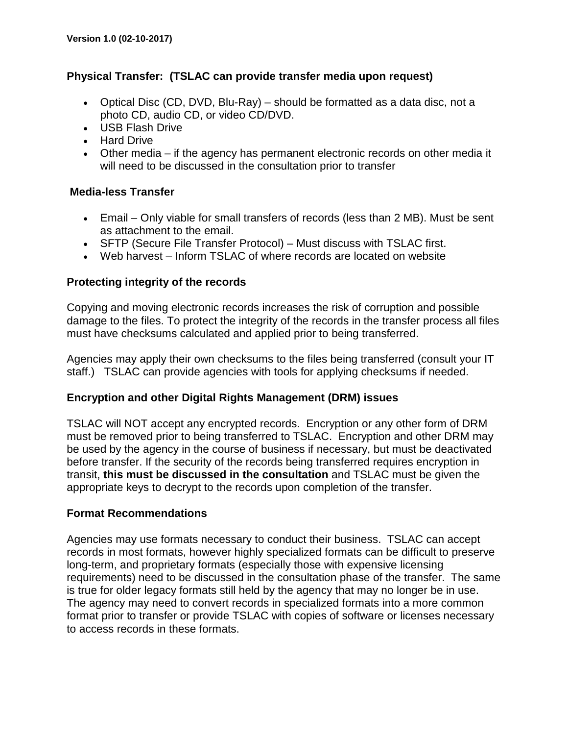### Physical Transfer: (TSLAC can provide transfer media upon request)

- Optical Disc (CD, DVD, Blu-Ray) – should be formatted as a data disc, not a photo CD, audio CD, or video CD/DVD.
- USB Flash Drive
- Hard Drive
- Other media – if the agency has permanent electronic records on other media it will need to be discussed in the consultation prior to transfer

### Media-less Transfer

- Email – Only viable for small transfers of records (less than 2 MB). Must be sent as attachment to the email.
- SFTP (Secure File Transfer Protocol) – Must discuss with TSLAC first.
- Web harvest – Inform TSLAC of where records are located on website

### Protecting integrity of the records

Copying and moving electronic records increases the risk of corruption and possible damage to the files. To protect the integrity of the records in the transfer process all files must have checksums calculated and applied prior to being transferred.

Agencies may apply their own checksums to the files being transferred (consult your IT staff.) TSLAC can provide agencies with tools for applying checksums if needed.

### Encryption and other Digital Rights Management (DRM) issues

TSLAC will NOT accept any encrypted records. Encryption or any other form of DRM must be removed prior to being transferred to TSLAC. Encryption and other DRM may be used by the agency in the course of business if necessary, but must be deactivated before transfer. If the security of the records being transferred requires encryption in transit, **this must be discussed in the consultation** and TSLAC must be given the appropriate keys to decrypt to the records upon completion of the transfer.

### Format Recommendations

Agencies may use formats necessary to conduct their business. TSLAC can accept records in most formats, however highly specialized formats can be difficult to preserve long-term, and proprietary formats (especially those with expensive licensing requirements) need to be discussed in the consultation phase of the transfer. The same is true for older legacy formats still held by the agency that may no longer be in use. The agency may need to convert records in specialized formats into a more common format prior to transfer or provide TSLAC with copies of software or licenses necessary to access records in these formats.